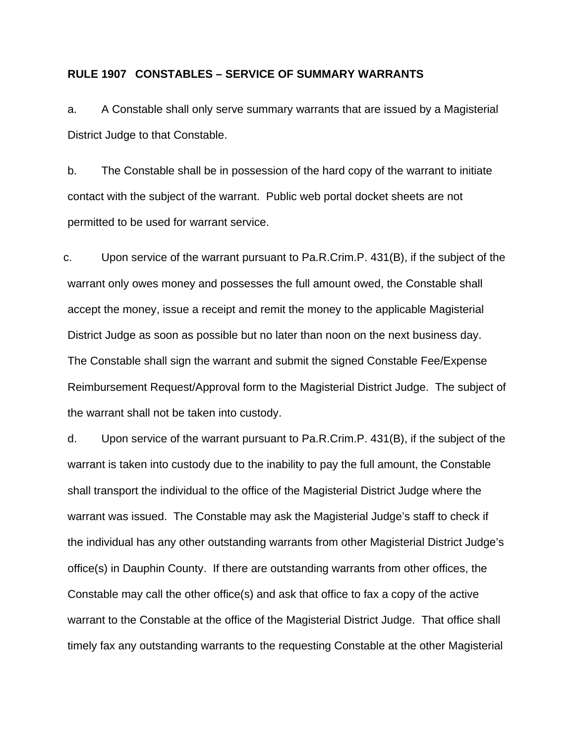**RULE 1907 CONSTABLES – SERVICE OF SUMMARY WARRANTS**

a. A Constable shall only serve summary warrants that are issued by a Magisterial District Judge to that Constable.

b. The Constable shall be in possession of the hard copy of the warrant to initiate contact with the subject of the warrant. Public web portal docket sheets are not permitted to be used for warrant service.

c. Upon service of the warrant pursuant to Pa.R.Crim.P. 431(B), if the subject of the warrant only owes money and possesses the full amount owed, the Constable shall accept the money, issue a receipt and remit the money to the applicable Magisterial District Judge as soon as possible but no later than noon on the next business day. The Constable shall sign the warrant and submit the signed Constable Fee/Expense Reimbursement Request/Approval form to the Magisterial District Judge. The subject of the warrant shall not be taken into custody.

d. Upon service of the warrant pursuant to Pa.R.Crim.P. 431(B), if the subject of the warrant is taken into custody due to the inability to pay the full amount, the Constable shall transport the individual to the office of the Magisterial District Judge where the warrant was issued. The Constable may ask the Magisterial Judge's staff to check if the individual has any other outstanding warrants from other Magisterial District Judge's office(s) in Dauphin County. If there are outstanding warrants from other offices, the Constable may call the other office(s) and ask that office to fax a copy of the active warrant to the Constable at the office of the Magisterial District Judge. That office shall timely fax any outstanding warrants to the requesting Constable at the other Magisterial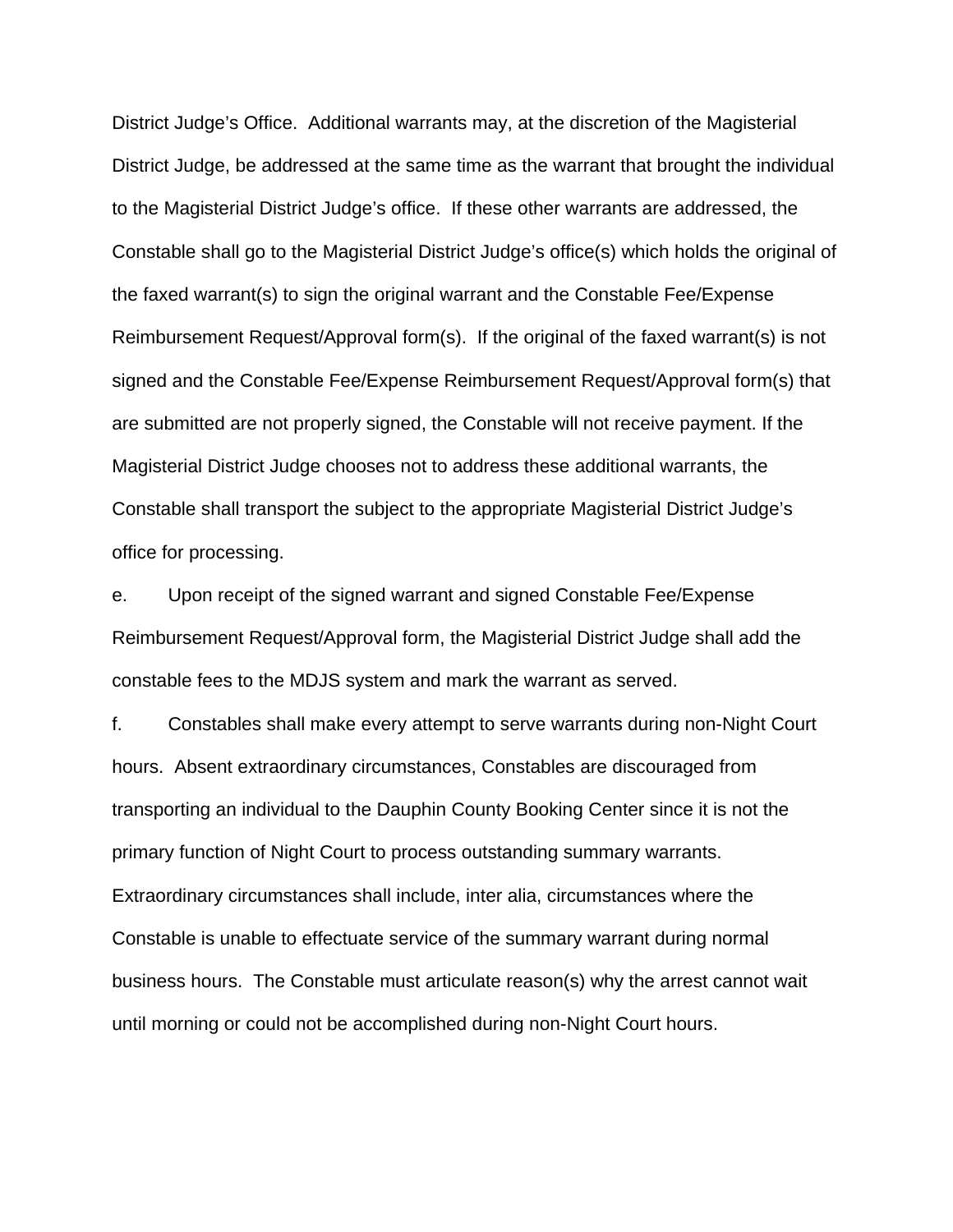District Judge's Office. Additional warrants may, at the discretion of the Magisterial District Judge, be addressed at the same time as the warrant that brought the individual to the Magisterial District Judge's office. If these other warrants are addressed, the Constable shall go to the Magisterial District Judge's office(s) which holds the original of the faxed warrant(s) to sign the original warrant and the Constable Fee/Expense Reimbursement Request/Approval form(s). If the original of the faxed warrant(s) is not signed and the Constable Fee/Expense Reimbursement Request/Approval form(s) that are submitted are not properly signed, the Constable will not receive payment. If the Magisterial District Judge chooses not to address these additional warrants, the Constable shall transport the subject to the appropriate Magisterial District Judge's office for processing.

e. Upon receipt of the signed warrant and signed Constable Fee/Expense Reimbursement Request/Approval form, the Magisterial District Judge shall add the constable fees to the MDJS system and mark the warrant as served.

f. Constables shall make every attempt to serve warrants during non-Night Court hours. Absent extraordinary circumstances, Constables are discouraged from transporting an individual to the Dauphin County Booking Center since it is not the primary function of Night Court to process outstanding summary warrants. Extraordinary circumstances shall include, inter alia, circumstances where the Constable is unable to effectuate service of the summary warrant during normal business hours. The Constable must articulate reason(s) why the arrest cannot wait until morning or could not be accomplished during non-Night Court hours.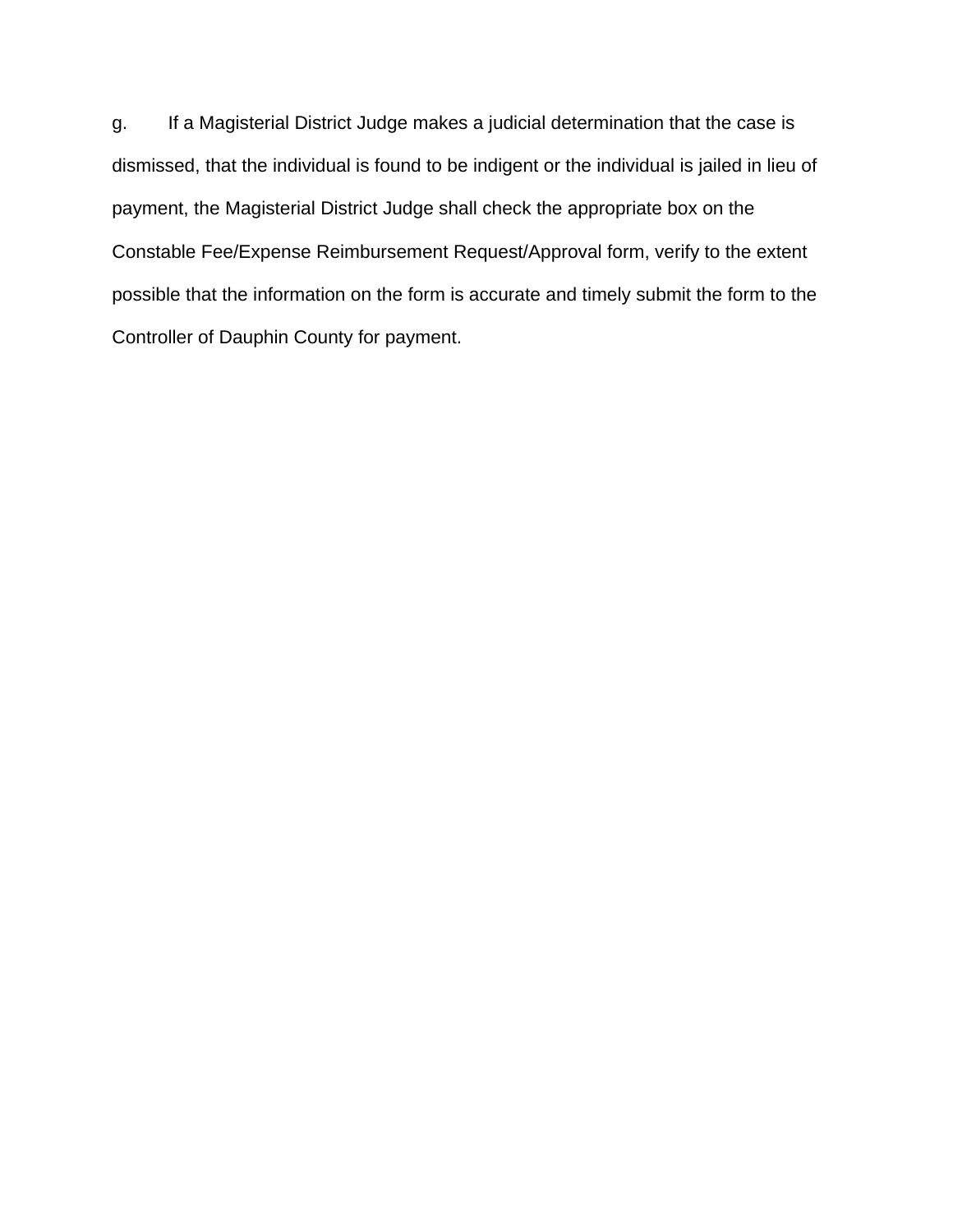g. If a Magisterial District Judge makes a judicial determination that the case is dismissed, that the individual is found to be indigent or the individual is jailed in lieu of payment, the Magisterial District Judge shall check the appropriate box on the Constable Fee/Expense Reimbursement Request/Approval form, verify to the extent possible that the information on the form is accurate and timely submit the form to the Controller of Dauphin County for payment.